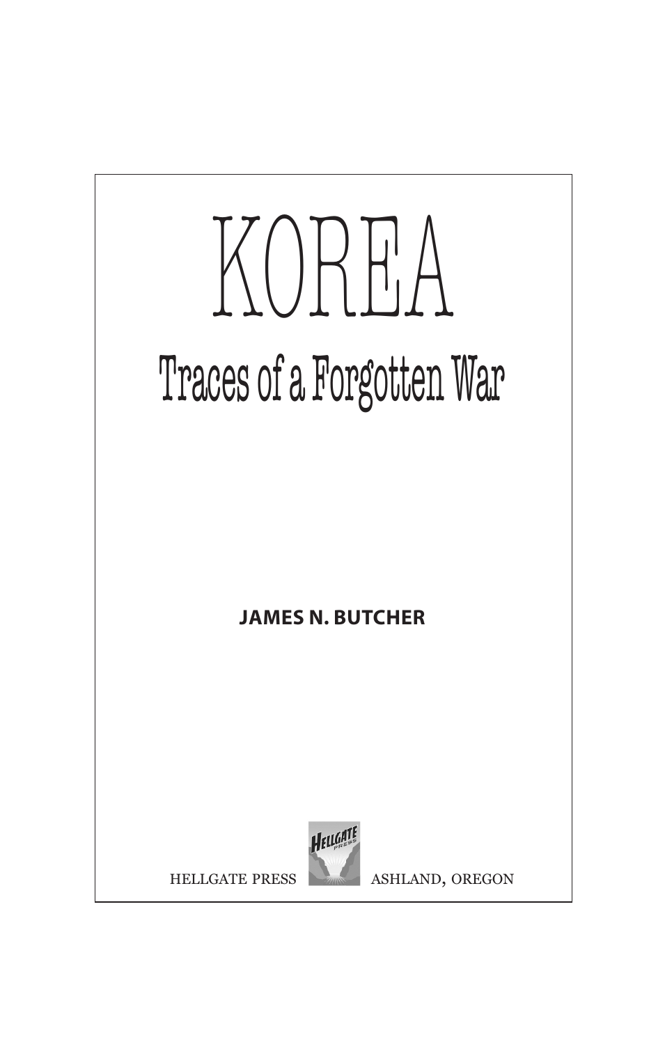# KOREA

## Traces of a Forgotten War

**JAMES N. BUTCHER**

HELLGATE PRESS ASHLAND, OREGON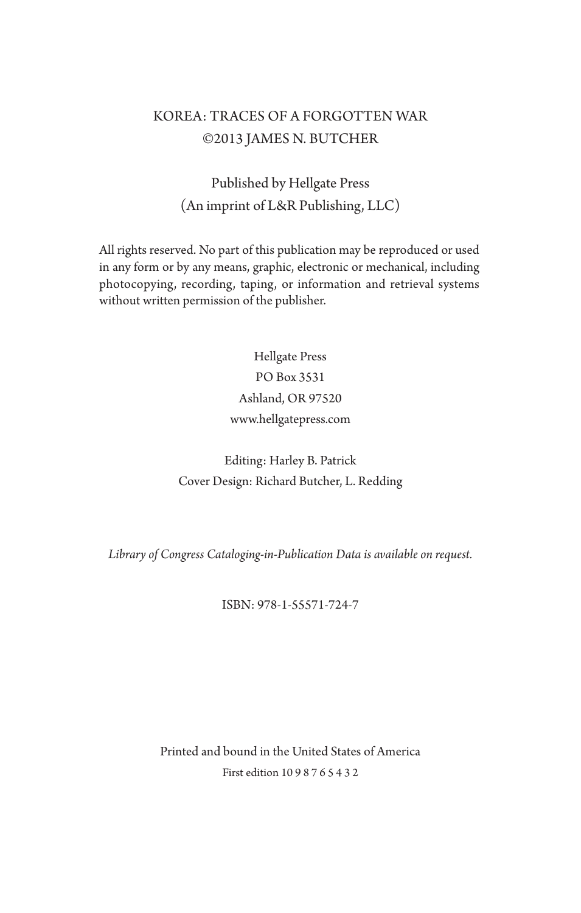KOREA: TRACES OF A FORGOTTEN WAR
©2013 JAMES N. BUTCHER

Published by Hellgate Press
(An imprint of L&R Publishing, LLC)

All rights reserved. No part of this publication may be reproduced or used in any form or by any means, graphic, electronic or mechanical, including photocopying, recording, taping, or information and retrieval systems without written permission of the publisher.

Hellgate Press
PO Box 3531
Ashland, OR 97520
www.hellgatepress.com

Editing: Harley B. Patrick
Cover Design: Richard Butcher, L. Redding

*Library of Congress Cataloging-in-Publication Data is available on request.*

ISBN: 978-1-55571-724-7

Printed and bound in the United States of America
First edition 10 9 8 7 6 5 4 3 2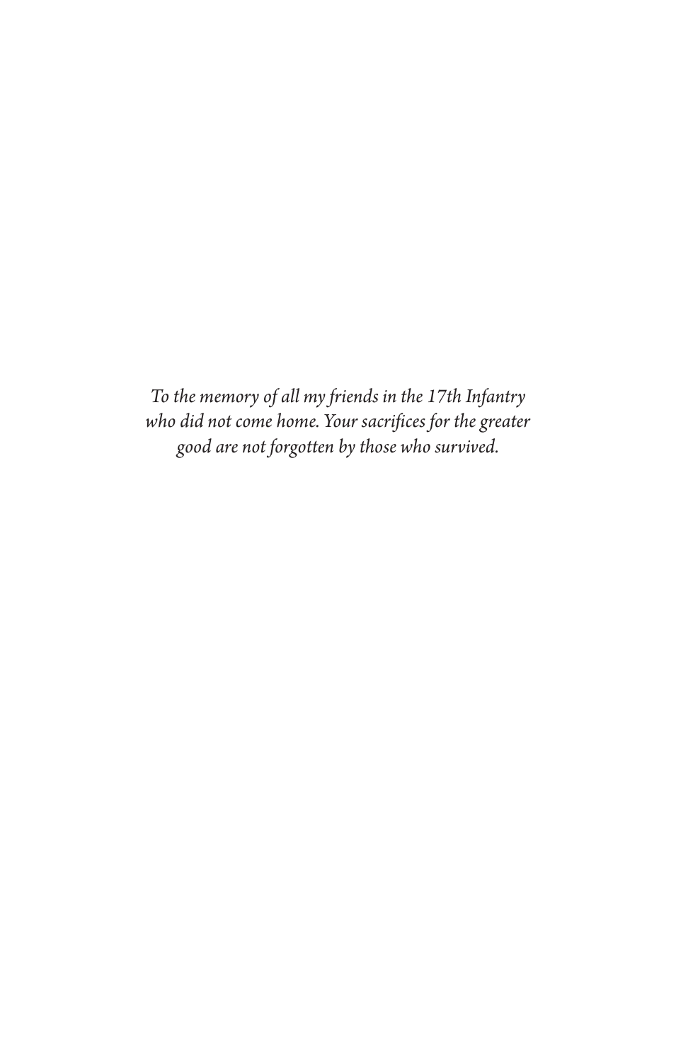*To the memory of all my friends in the 17th Infantry who did not come home. Your sacrifices for the greater good are not forgotten by those who survived.*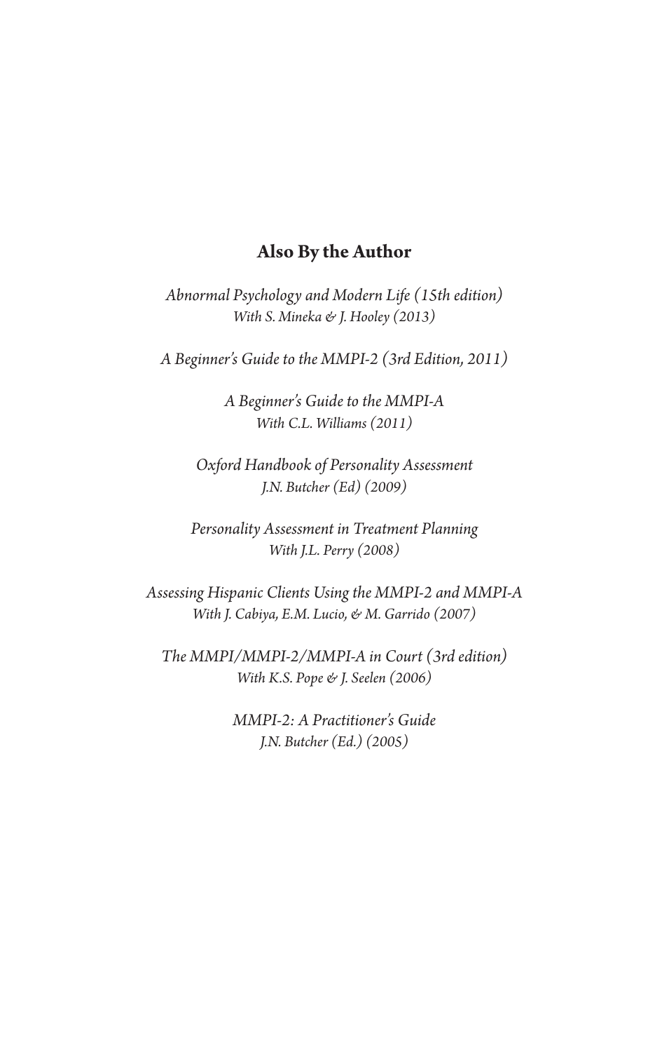## Also By the Author

*Abnormal Psychology and Modern Life (15th edition)*
*With S. Mineka & J. Hooley (2013)*

*A Beginner's Guide to the MMPI-2 (3rd Edition, 2011)*

*A Beginner's Guide to the MMPI-A*
*With C.L. Williams (2011)*

*Oxford Handbook of Personality Assessment*
*J.N. Butcher (Ed) (2009)*

*Personality Assessment in Treatment Planning*
*With J.L. Perry (2008)*

*Assessing Hispanic Clients Using the MMPI-2 and MMPI-A*
*With J. Cabiya, E.M. Lucio, & M. Garrido (2007)*

*The MMPI/MMPI-2/MMPI-A in Court (3rd edition)*
*With K.S. Pope & J. Seelen (2006)*

*MMPI-2: A Practitioner's Guide*
*J.N. Butcher (Ed.) (2005)*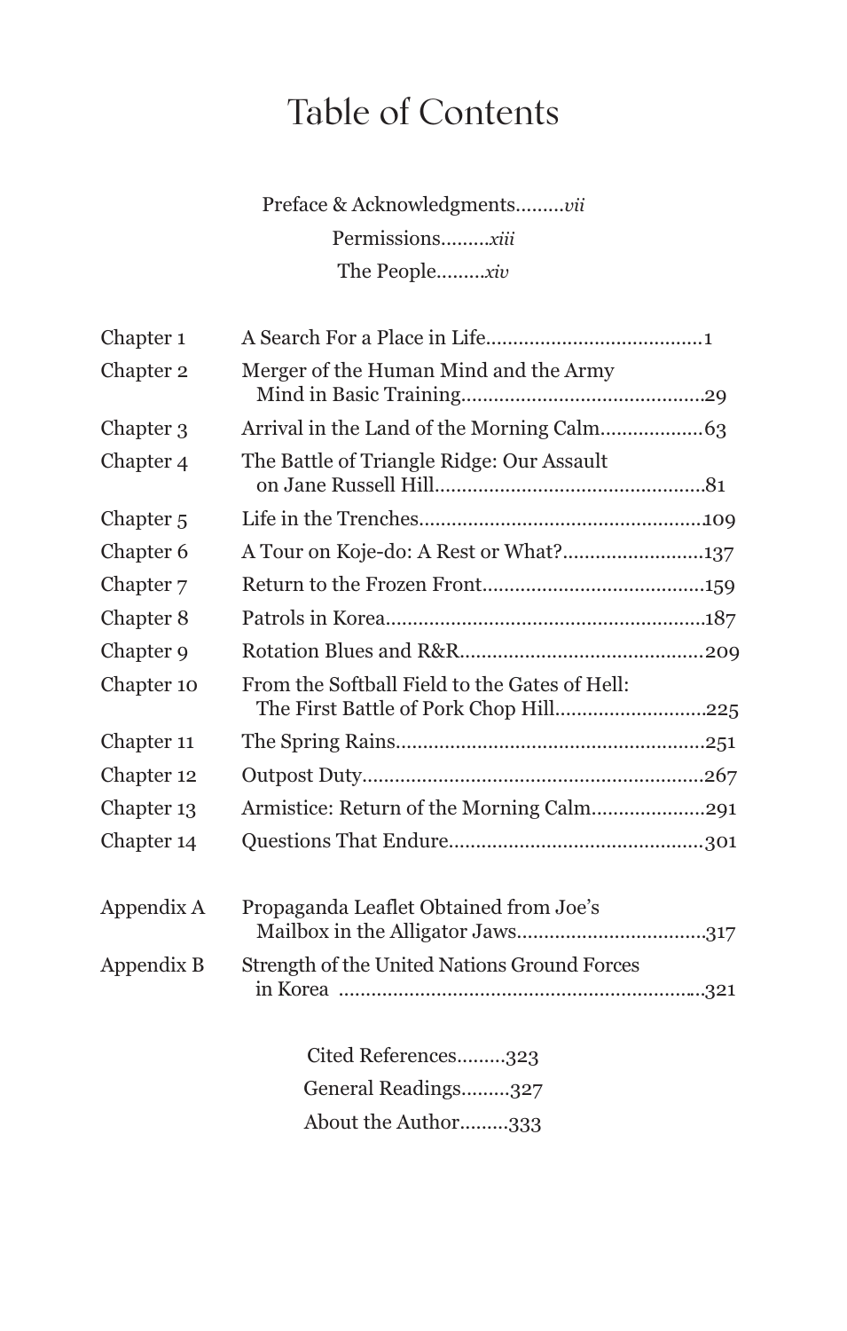# Table of Contents

Preface & Acknowledgments.........*vii*

Permissions.........*xiii*

The People.........*xiv*

| | | |
|---|---|---|
| Chapter 1 | A Search For a Place in Life | 1 |
| Chapter 2 | Merger of the Human Mind and the Army Mind in Basic Training | 29 |
| Chapter 3 | Arrival in the Land of the Morning Calm | 63 |
| Chapter 4 | The Battle of Triangle Ridge: Our Assault on Jane Russell Hill | 81 |
| Chapter 5 | Life in the Trenches | 109 |
| Chapter 6 | A Tour on Koje-do: A Rest or What? | 137 |
| Chapter 7 | Return to the Frozen Front | 159 |
| Chapter 8 | Patrols in Korea | 187 |
| Chapter 9 | Rotation Blues and R&R | 209 |
| Chapter 10 | From the Softball Field to the Gates of Hell: The First Battle of Pork Chop Hill | 225 |
| Chapter 11 | The Spring Rains | 251 |
| Chapter 12 | Outpost Duty | 267 |
| Chapter 13 | Armistice: Return of the Morning Calm | 291 |
| Chapter 14 | Questions That Endure | 301 |
| Appendix A | Propaganda Leaflet Obtained from Joe's Mailbox in the Alligator Jaws | 317 |
| Appendix B | Strength of the United Nations Ground Forces in Korea | 321 |

Cited References.........323

General Readings.........327

About the Author.........333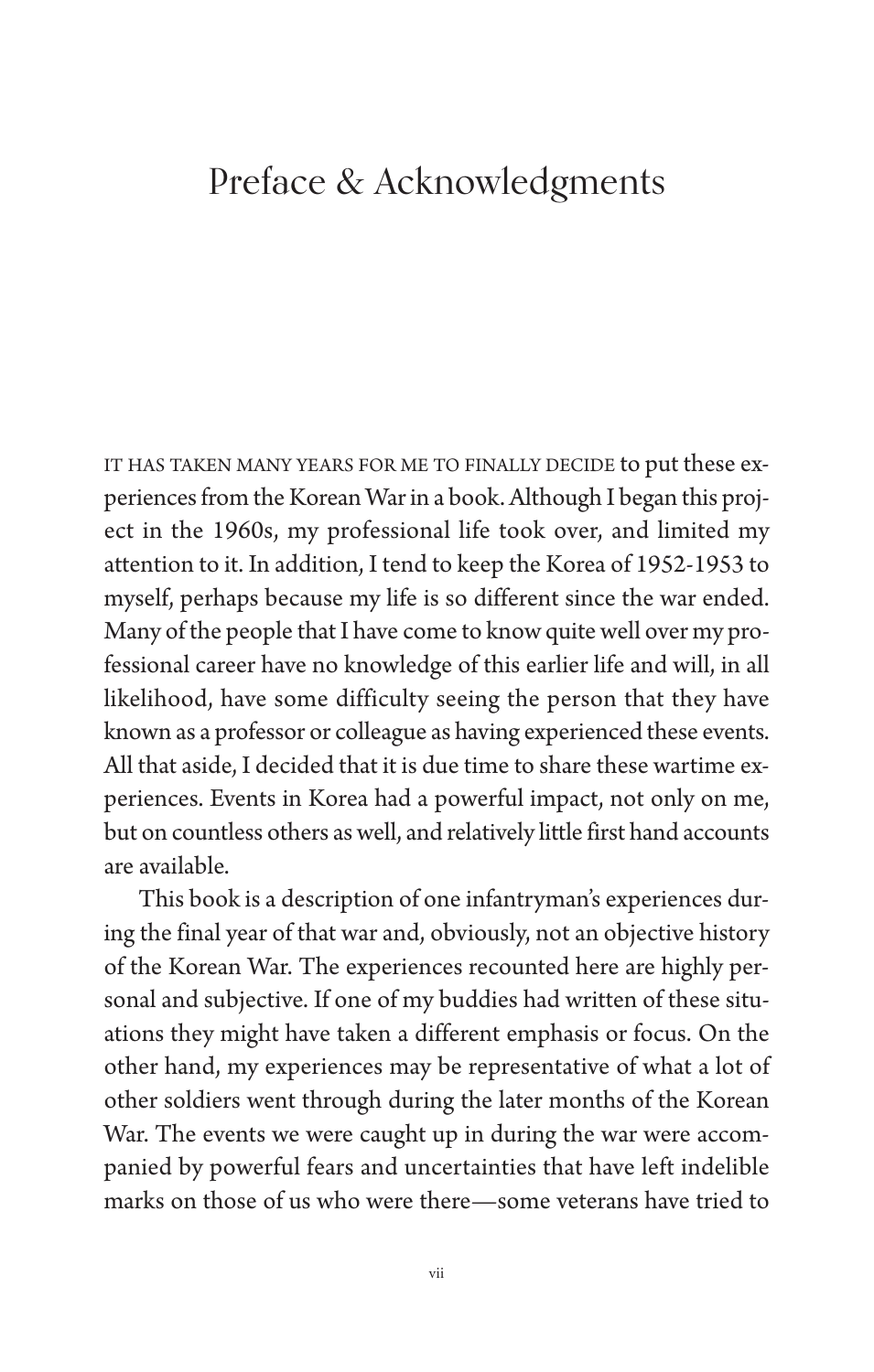# Preface & Acknowledgments

IT HAS TAKEN MANY YEARS FOR ME TO FINALLY DECIDE to put these experiences from the Korean War in a book. Although I began this project in the 1960s, my professional life took over, and limited my attention to it. In addition, I tend to keep the Korea of 1952-1953 to myself, perhaps because my life is so different since the war ended. Many of the people that I have come to know quite well over my professional career have no knowledge of this earlier life and will, in all likelihood, have some difficulty seeing the person that they have known as a professor or colleague as having experienced these events. All that aside, I decided that it is due time to share these wartime experiences. Events in Korea had a powerful impact, not only on me, but on countless others as well, and relatively little first hand accounts are available.

This book is a description of one infantryman's experiences during the final year of that war and, obviously, not an objective history of the Korean War. The experiences recounted here are highly personal and subjective. If one of my buddies had written of these situations they might have taken a different emphasis or focus. On the other hand, my experiences may be representative of what a lot of other soldiers went through during the later months of the Korean War. The events we were caught up in during the war were accompanied by powerful fears and uncertainties that have left indelible marks on those of us who were there—some veterans have tried to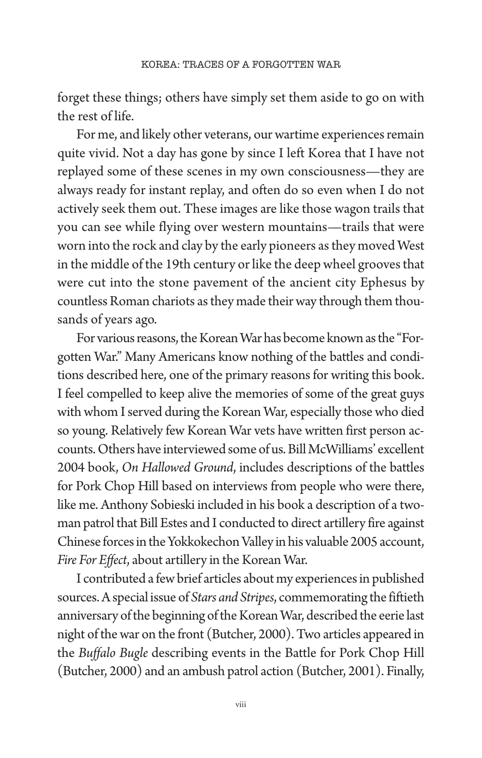forget these things; others have simply set them aside to go on with the rest of life.

For me, and likely other veterans, our wartime experiences remain quite vivid. Not a day has gone by since I left Korea that I have not replayed some of these scenes in my own consciousness—they are always ready for instant replay, and often do so even when I do not actively seek them out. These images are like those wagon trails that you can see while flying over western mountains—trails that were worn into the rock and clay by the early pioneers as they moved West in the middle of the 19th century or like the deep wheel grooves that were cut into the stone pavement of the ancient city Ephesus by countless Roman chariots as they made their way through them thousands of years ago.

For various reasons, the Korean War has become known as the "Forgotten War." Many Americans know nothing of the battles and conditions described here, one of the primary reasons for writing this book. I feel compelled to keep alive the memories of some of the great guys with whom I served during the Korean War, especially those who died so young. Relatively few Korean War vets have written first person accounts. Others have interviewed some of us. Bill McWilliams' excellent 2004 book, *On Hallowed Ground*, includes descriptions of the battles for Pork Chop Hill based on interviews from people who were there, like me. Anthony Sobieski included in his book a description of a two-man patrol that Bill Estes and I conducted to direct artillery fire against Chinese forces in the Yokkokechon Valley in his valuable 2005 account, *Fire For Effect*, about artillery in the Korean War.

I contributed a few brief articles about my experiences in published sources. A special issue of *Stars and Stripes*, commemorating the fiftieth anniversary of the beginning of the Korean War, described the eerie last night of the war on the front (Butcher, 2000). Two articles appeared in the *Buffalo Bugle* describing events in the Battle for Pork Chop Hill (Butcher, 2000) and an ambush patrol action (Butcher, 2001). Finally,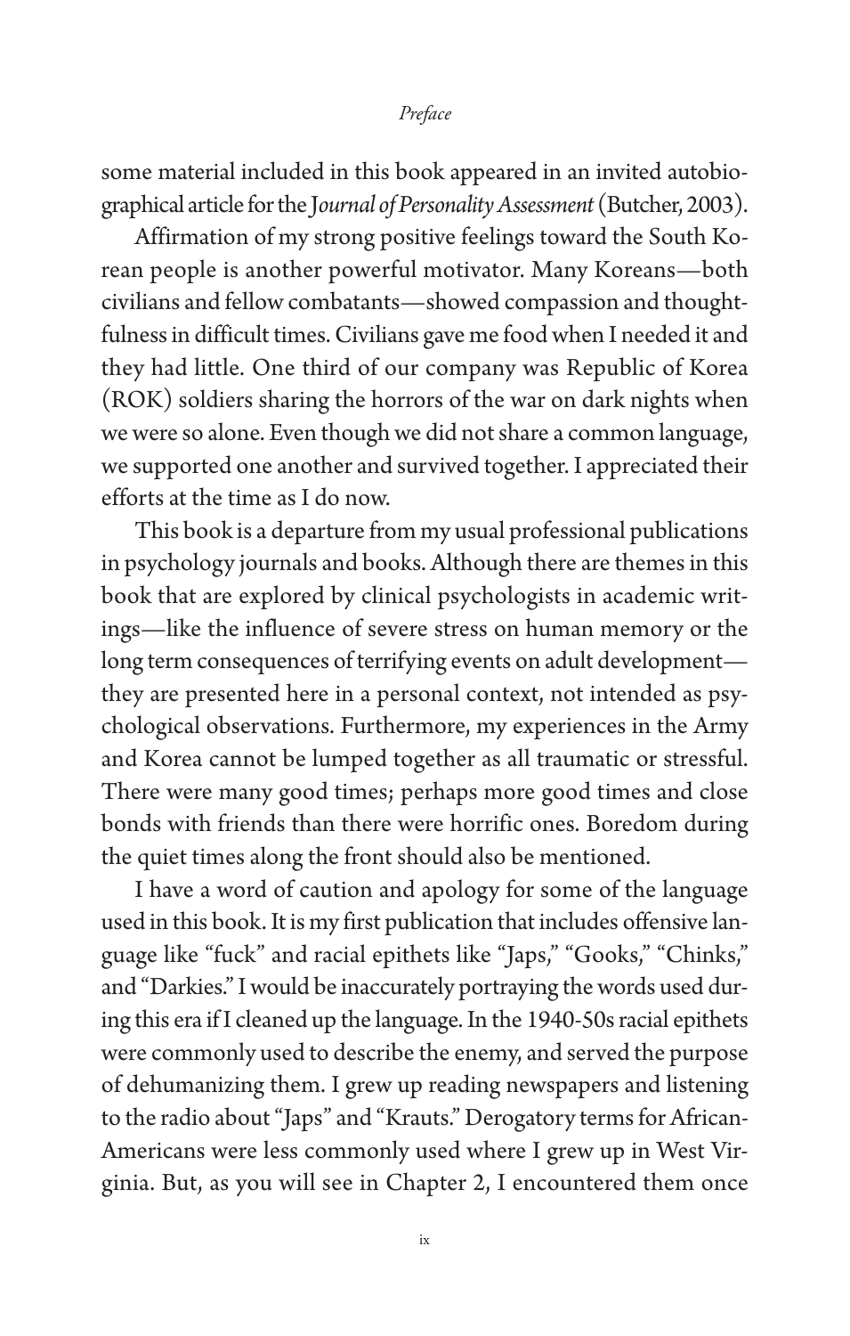some material included in this book appeared in an invited autobiographical article for the *Journal of Personality Assessment* (Butcher, 2003).

Affirmation of my strong positive feelings toward the South Korean people is another powerful motivator. Many Koreans—both civilians and fellow combatants—showed compassion and thoughtfulness in difficult times. Civilians gave me food when I needed it and they had little. One third of our company was Republic of Korea (ROK) soldiers sharing the horrors of the war on dark nights when we were so alone. Even though we did not share a common language, we supported one another and survived together. I appreciated their efforts at the time as I do now.

This book is a departure from my usual professional publications in psychology journals and books. Although there are themes in this book that are explored by clinical psychologists in academic writings—like the influence of severe stress on human memory or the long term consequences of terrifying events on adult development—they are presented here in a personal context, not intended as psychological observations. Furthermore, my experiences in the Army and Korea cannot be lumped together as all traumatic or stressful. There were many good times; perhaps more good times and close bonds with friends than there were horrific ones. Boredom during the quiet times along the front should also be mentioned.

I have a word of caution and apology for some of the language used in this book. It is my first publication that includes offensive language like "fuck" and racial epithets like "Japs," "Gooks," "Chinks," and "Darkies." I would be inaccurately portraying the words used during this era if I cleaned up the language. In the 1940-50s racial epithets were commonly used to describe the enemy, and served the purpose of dehumanizing them. I grew up reading newspapers and listening to the radio about "Japs" and "Krauts." Derogatory terms for African-Americans were less commonly used where I grew up in West Virginia. But, as you will see in Chapter 2, I encountered them once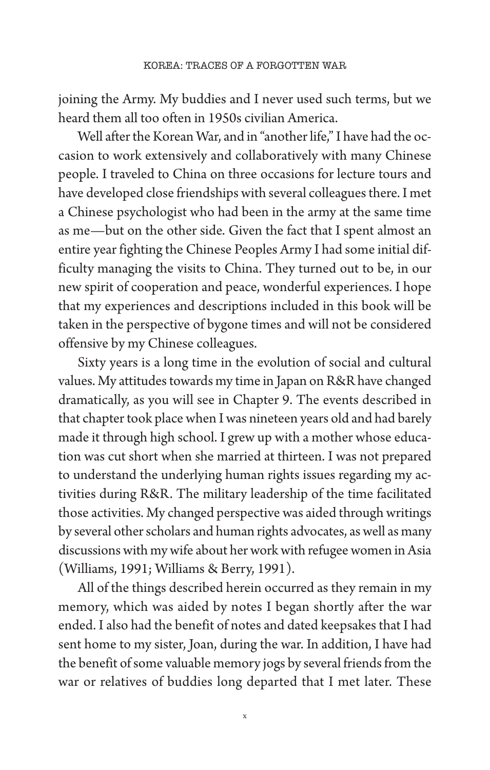joining the Army. My buddies and I never used such terms, but we heard them all too often in 1950s civilian America.

Well after the Korean War, and in "another life," I have had the occasion to work extensively and collaboratively with many Chinese people. I traveled to China on three occasions for lecture tours and have developed close friendships with several colleagues there. I met a Chinese psychologist who had been in the army at the same time as me—but on the other side. Given the fact that I spent almost an entire year fighting the Chinese Peoples Army I had some initial difficulty managing the visits to China. They turned out to be, in our new spirit of cooperation and peace, wonderful experiences. I hope that my experiences and descriptions included in this book will be taken in the perspective of bygone times and will not be considered offensive by my Chinese colleagues.

Sixty years is a long time in the evolution of social and cultural values. My attitudes towards my time in Japan on R&R have changed dramatically, as you will see in Chapter 9. The events described in that chapter took place when I was nineteen years old and had barely made it through high school. I grew up with a mother whose education was cut short when she married at thirteen. I was not prepared to understand the underlying human rights issues regarding my activities during R&R. The military leadership of the time facilitated those activities. My changed perspective was aided through writings by several other scholars and human rights advocates, as well as many discussions with my wife about her work with refugee women in Asia (Williams, 1991; Williams & Berry, 1991).

All of the things described herein occurred as they remain in my memory, which was aided by notes I began shortly after the war ended. I also had the benefit of notes and dated keepsakes that I had sent home to my sister, Joan, during the war. In addition, I have had the benefit of some valuable memory jogs by several friends from the war or relatives of buddies long departed that I met later. These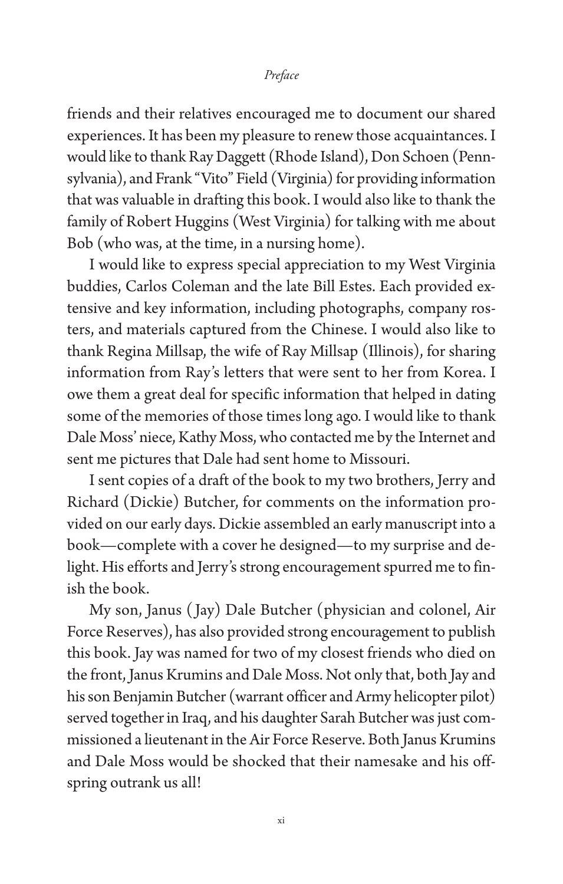friends and their relatives encouraged me to document our shared experiences. It has been my pleasure to renew those acquaintances. I would like to thank Ray Daggett (Rhode Island), Don Schoen (Pennsylvania), and Frank "Vito" Field (Virginia) for providing information that was valuable in drafting this book. I would also like to thank the family of Robert Huggins (West Virginia) for talking with me about Bob (who was, at the time, in a nursing home).

I would like to express special appreciation to my West Virginia buddies, Carlos Coleman and the late Bill Estes. Each provided extensive and key information, including photographs, company rosters, and materials captured from the Chinese. I would also like to thank Regina Millsap, the wife of Ray Millsap (Illinois), for sharing information from Ray's letters that were sent to her from Korea. I owe them a great deal for specific information that helped in dating some of the memories of those times long ago. I would like to thank Dale Moss' niece, Kathy Moss, who contacted me by the Internet and sent me pictures that Dale had sent home to Missouri.

I sent copies of a draft of the book to my two brothers, Jerry and Richard (Dickie) Butcher, for comments on the information provided on our early days. Dickie assembled an early manuscript into a book—complete with a cover he designed—to my surprise and delight. His efforts and Jerry's strong encouragement spurred me to finish the book.

My son, Janus (Jay) Dale Butcher (physician and colonel, Air Force Reserves), has also provided strong encouragement to publish this book. Jay was named for two of my closest friends who died on the front, Janus Krumins and Dale Moss. Not only that, both Jay and his son Benjamin Butcher (warrant officer and Army helicopter pilot) served together in Iraq, and his daughter Sarah Butcher was just commissioned a lieutenant in the Air Force Reserve. Both Janus Krumins and Dale Moss would be shocked that their namesake and his offspring outrank us all!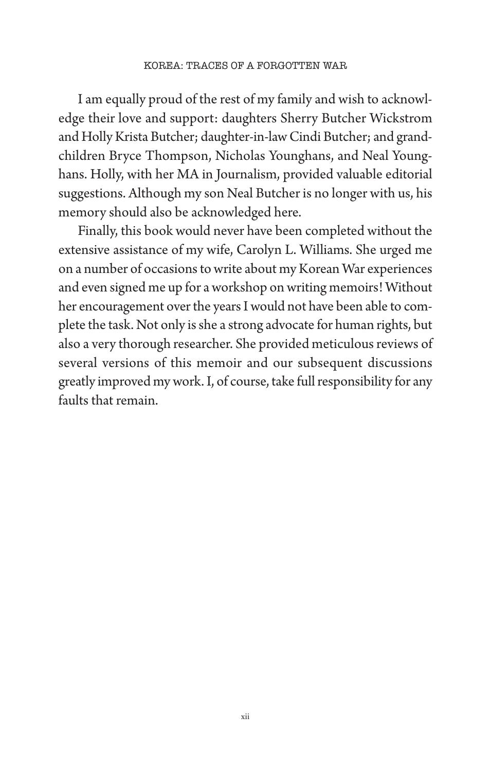I am equally proud of the rest of my family and wish to acknowledge their love and support: daughters Sherry Butcher Wickstrom and Holly Krista Butcher; daughter-in-law Cindi Butcher; and grandchildren Bryce Thompson, Nicholas Younghans, and Neal Younghans. Holly, with her MA in Journalism, provided valuable editorial suggestions. Although my son Neal Butcher is no longer with us, his memory should also be acknowledged here.

Finally, this book would never have been completed without the extensive assistance of my wife, Carolyn L. Williams. She urged me on a number of occasions to write about my Korean War experiences and even signed me up for a workshop on writing memoirs! Without her encouragement over the years I would not have been able to complete the task. Not only is she a strong advocate for human rights, but also a very thorough researcher. She provided meticulous reviews of several versions of this memoir and our subsequent discussions greatly improved my work. I, of course, take full responsibility for any faults that remain.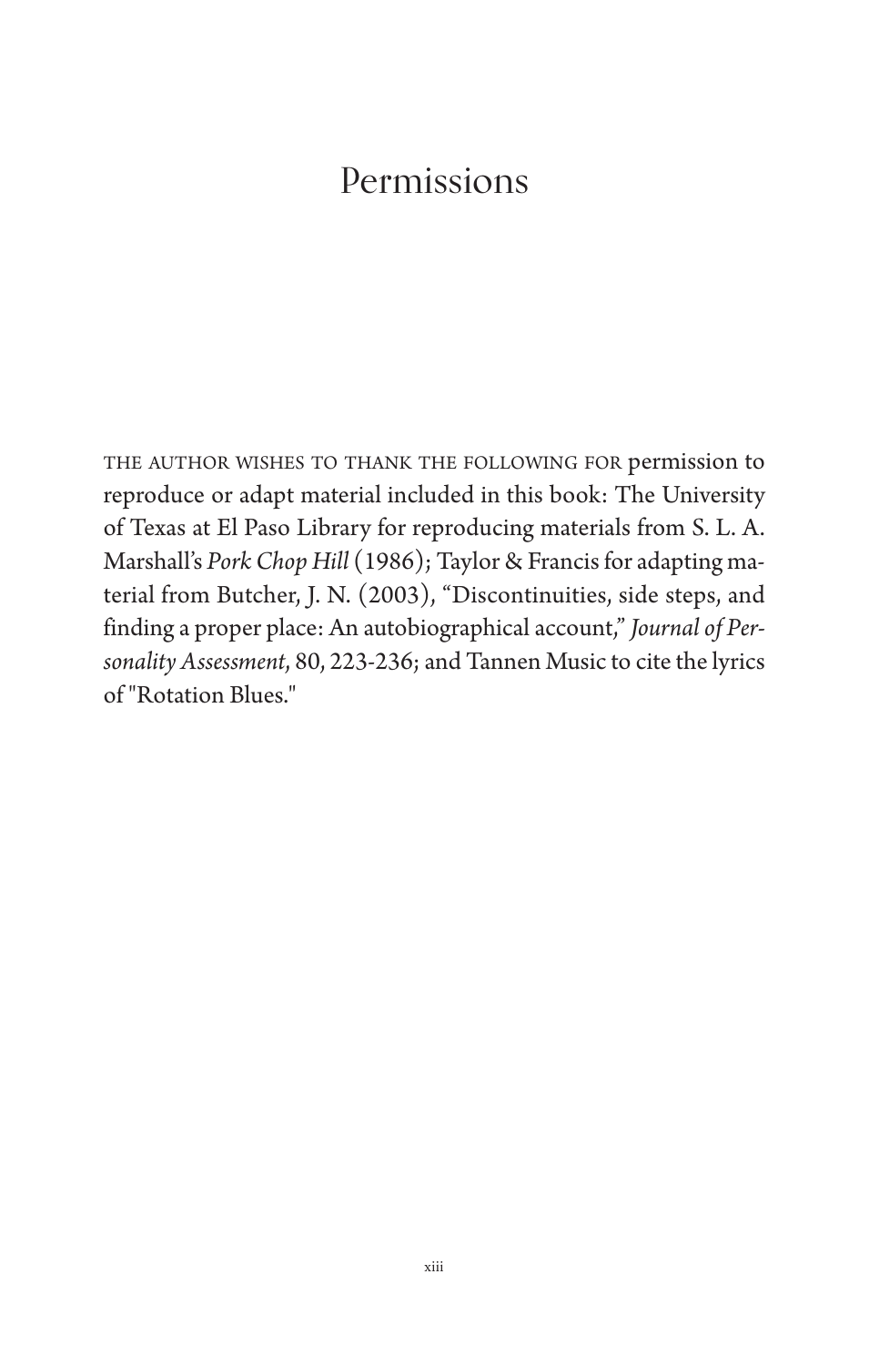# Permissions

THE AUTHOR WISHES TO THANK THE FOLLOWING FOR permission to reproduce or adapt material included in this book: The University of Texas at El Paso Library for reproducing materials from S. L. A. Marshall's *Pork Chop Hill* (1986); Taylor & Francis for adapting material from Butcher, J. N. (2003), "Discontinuities, side steps, and finding a proper place: An autobiographical account," *Journal of Personality Assessment*, 80, 223-236; and Tannen Music to cite the lyrics of "Rotation Blues."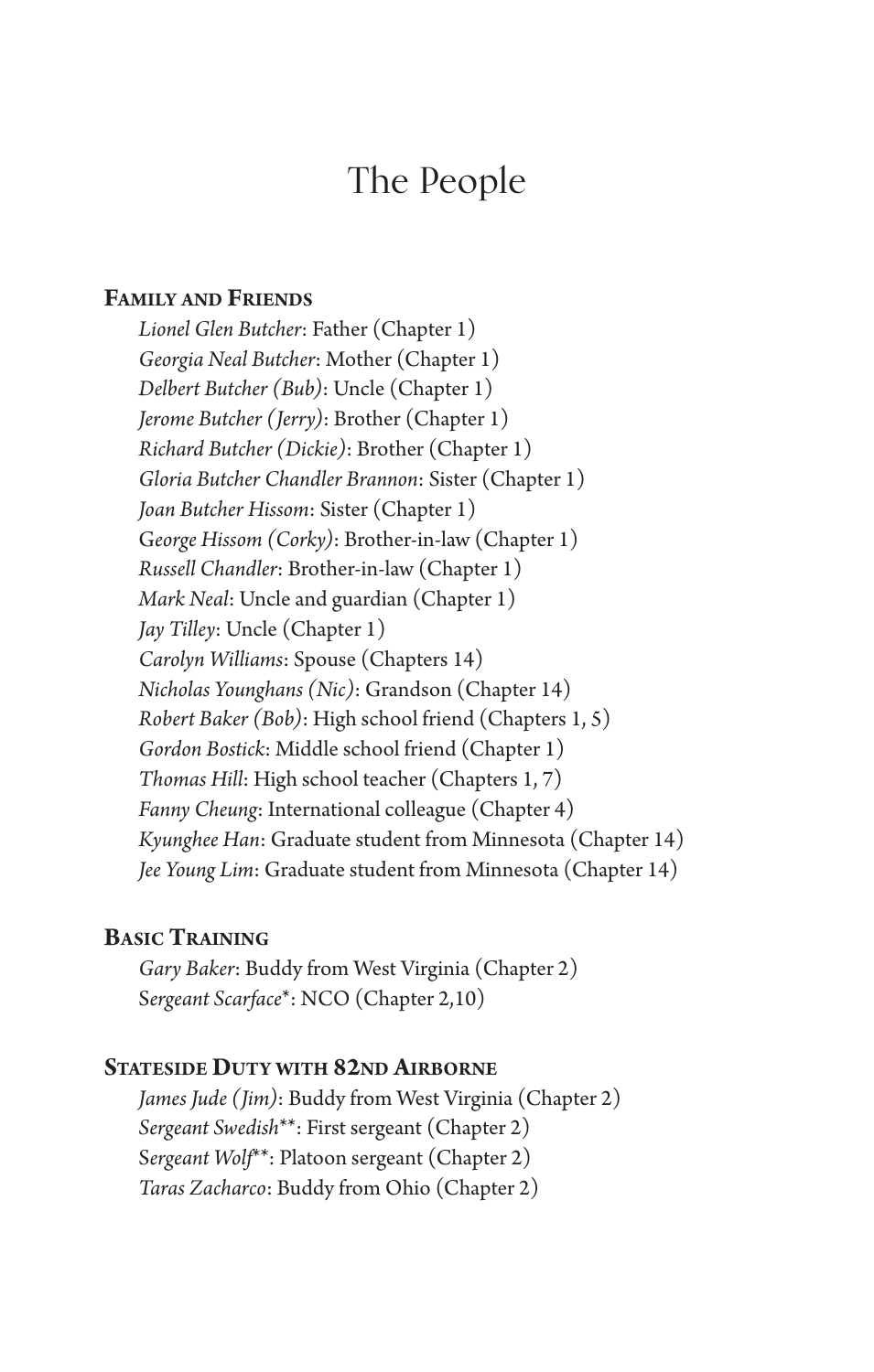# The People

## Family and Friends

*Lionel Glen Butcher*: Father (Chapter 1)
*Georgia Neal Butcher*: Mother (Chapter 1)
*Delbert Butcher (Bub)*: Uncle (Chapter 1)
*Jerome Butcher (Jerry)*: Brother (Chapter 1)
*Richard Butcher (Dickie)*: Brother (Chapter 1)
*Gloria Butcher Chandler Brannon*: Sister (Chapter 1)
*Joan Butcher Hissom*: Sister (Chapter 1)
*George Hissom (Corky)*: Brother-in-law (Chapter 1)
*Russell Chandler*: Brother-in-law (Chapter 1)
*Mark Neal*: Uncle and guardian (Chapter 1)
*Jay Tilley*: Uncle (Chapter 1)
*Carolyn Williams*: Spouse (Chapters 14)
*Nicholas Younghans (Nic)*: Grandson (Chapter 14)
*Robert Baker (Bob)*: High school friend (Chapters 1, 5)
*Gordon Bostick*: Middle school friend (Chapter 1)
*Thomas Hill*: High school teacher (Chapters 1, 7)
*Fanny Cheung*: International colleague (Chapter 4)
*Kyunghee Han*: Graduate student from Minnesota (Chapter 14)
*Jee Young Lim*: Graduate student from Minnesota (Chapter 14)

## Basic Training

*Gary Baker*: Buddy from West Virginia (Chapter 2)
*Sergeant Scarface**: NCO (Chapter 2,10)

## Stateside Duty with 82nd Airborne

*James Jude (Jim)*: Buddy from West Virginia (Chapter 2)
*Sergeant Swedish***: First sergeant (Chapter 2)
*Sergeant Wolf***: Platoon sergeant (Chapter 2)
*Taras Zacharco*: Buddy from Ohio (Chapter 2)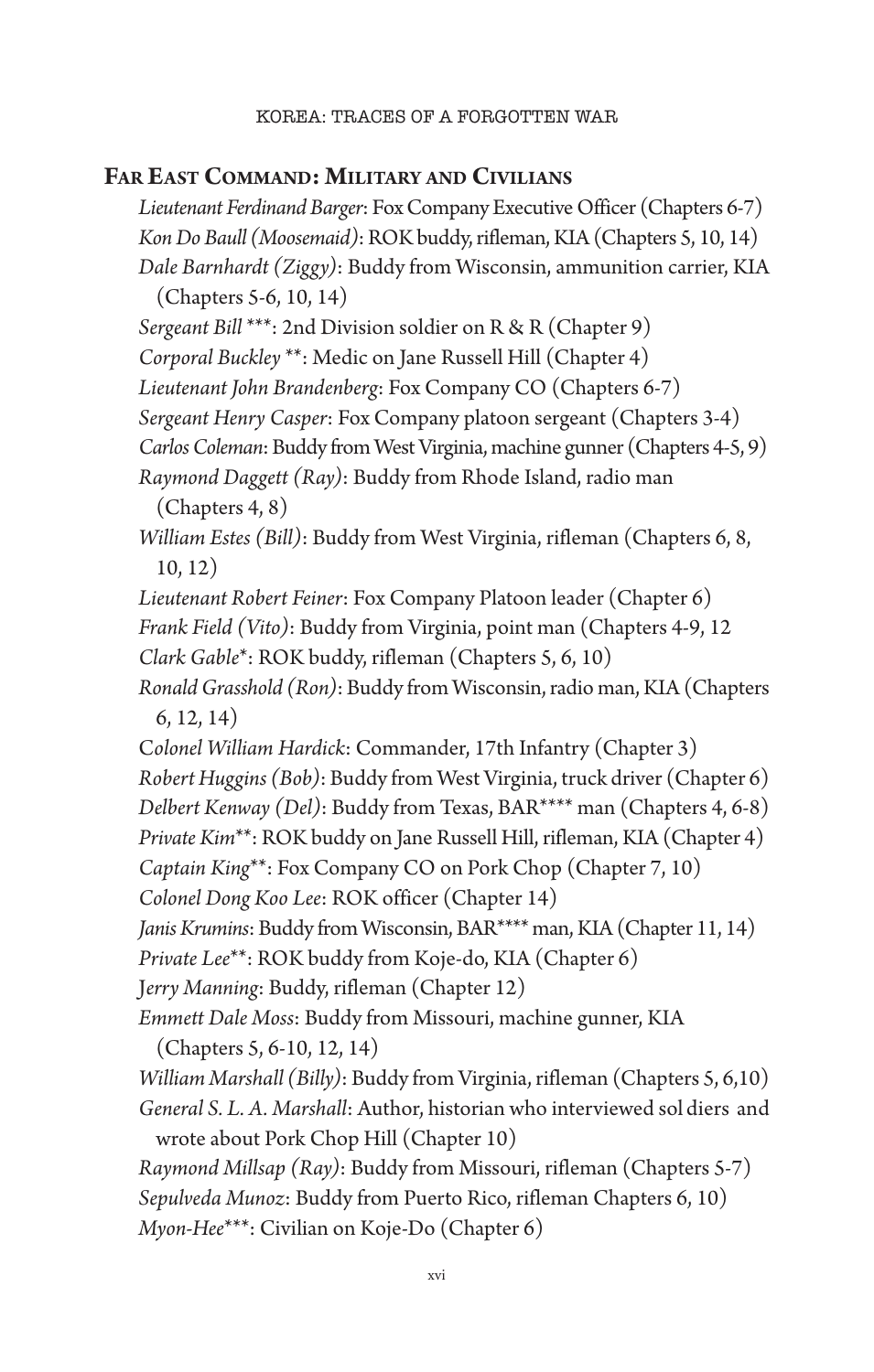## Far East Command: Military and Civilians

*Lieutenant Ferdinand Barger*: Fox Company Executive Officer (Chapters 6-7)
*Kon Do Baull (Moosemaid)*: ROK buddy, rifleman, KIA (Chapters 5, 10, 14)
*Dale Barnhardt (Ziggy)*: Buddy from Wisconsin, ammunition carrier, KIA (Chapters 5-6, 10, 14)
*Sergeant Bill* ***: 2nd Division soldier on R & R (Chapter 9)
*Corporal Buckley* **: Medic on Jane Russell Hill (Chapter 4)
*Lieutenant John Brandenberg*: Fox Company CO (Chapters 6-7)
*Sergeant Henry Casper*: Fox Company platoon sergeant (Chapters 3-4)
*Carlos Coleman*: Buddy from West Virginia, machine gunner (Chapters 4-5, 9)
*Raymond Daggett (Ray)*: Buddy from Rhode Island, radio man (Chapters 4, 8)
*William Estes (Bill)*: Buddy from West Virginia, rifleman (Chapters 6, 8, 10, 12)
*Lieutenant Robert Feiner*: Fox Company Platoon leader (Chapter 6)
*Frank Field (Vito)*: Buddy from Virginia, point man (Chapters 4-9, 12
*Clark Gable**: ROK buddy, rifleman (Chapters 5, 6, 10)
*Ronald Grasshold (Ron)*: Buddy from Wisconsin, radio man, KIA (Chapters 6, 12, 14)
*Colonel William Hardick*: Commander, 17th Infantry (Chapter 3)
*Robert Huggins (Bob)*: Buddy from West Virginia, truck driver (Chapter 6)
*Delbert Kenway (Del)*: Buddy from Texas, BAR**** man (Chapters 4, 6-8)
*Private Kim***: ROK buddy on Jane Russell Hill, rifleman, KIA (Chapter 4)
*Captain King***: Fox Company CO on Pork Chop (Chapter 7, 10)
*Colonel Dong Koo Lee*: ROK officer (Chapter 14)
*Janis Krumins*: Buddy from Wisconsin, BAR**** man, KIA (Chapter 11, 14)
*Private Lee***: ROK buddy from Koje-do, KIA (Chapter 6)
*Jerry Manning*: Buddy, rifleman (Chapter 12)
*Emmett Dale Moss*: Buddy from Missouri, machine gunner, KIA (Chapters 5, 6-10, 12, 14)
*William Marshall (Billy)*: Buddy from Virginia, rifleman (Chapters 5, 6,10)
*General S. L. A. Marshall*: Author, historian who interviewed soldiers and wrote about Pork Chop Hill (Chapter 10)
*Raymond Millsap (Ray)*: Buddy from Missouri, rifleman (Chapters 5-7)
*Sepulveda Munoz*: Buddy from Puerto Rico, rifleman Chapters 6, 10)
*Myon-Hee****: Civilian on Koje-Do (Chapter 6)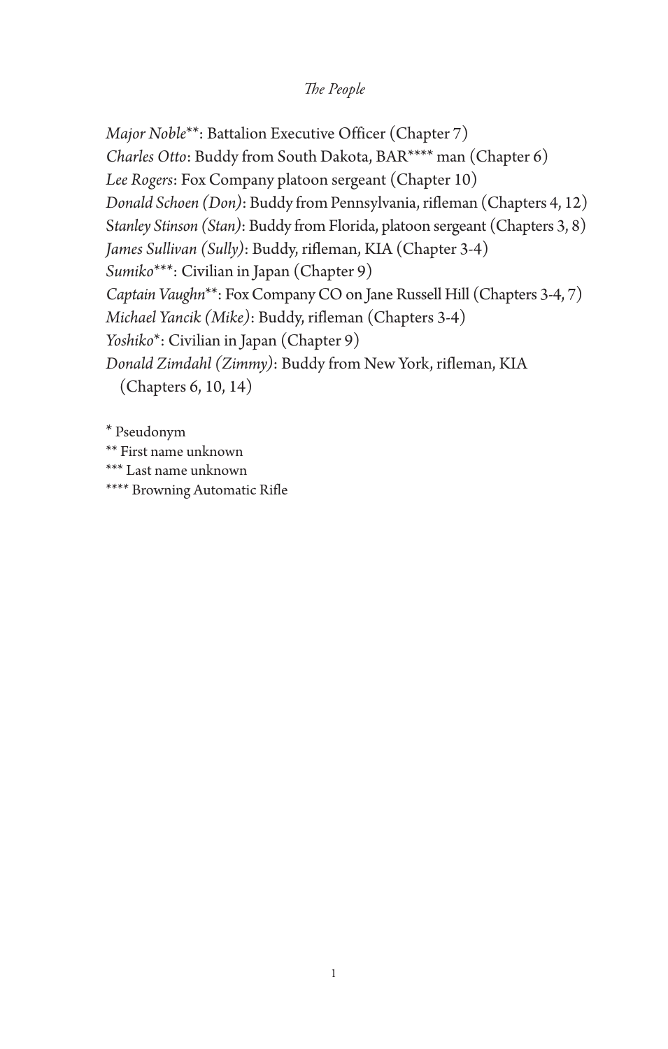*Major Noble*\*\*: Battalion Executive Officer (Chapter 7)
*Charles Otto*: Buddy from South Dakota, BAR\*\*\*\* man (Chapter 6)
*Lee Rogers*: Fox Company platoon sergeant (Chapter 10)
*Donald Schoen (Don)*: Buddy from Pennsylvania, rifleman (Chapters 4, 12)
*Stanley Stinson (Stan)*: Buddy from Florida, platoon sergeant (Chapters 3, 8)
*James Sullivan (Sully)*: Buddy, rifleman, KIA (Chapter 3-4)
*Sumiko*\*\*\*: Civilian in Japan (Chapter 9)
*Captain Vaughn*\*\*: Fox Company CO on Jane Russell Hill (Chapters 3-4, 7)
*Michael Yancik (Mike)*: Buddy, rifleman (Chapters 3-4)
*Yoshiko*\*: Civilian in Japan (Chapter 9)
*Donald Zimdahl (Zimmy)*: Buddy from New York, rifleman, KIA (Chapters 6, 10, 14)

\* Pseudonym
\*\* First name unknown
\*\*\* Last name unknown
\*\*\*\* Browning Automatic Rifle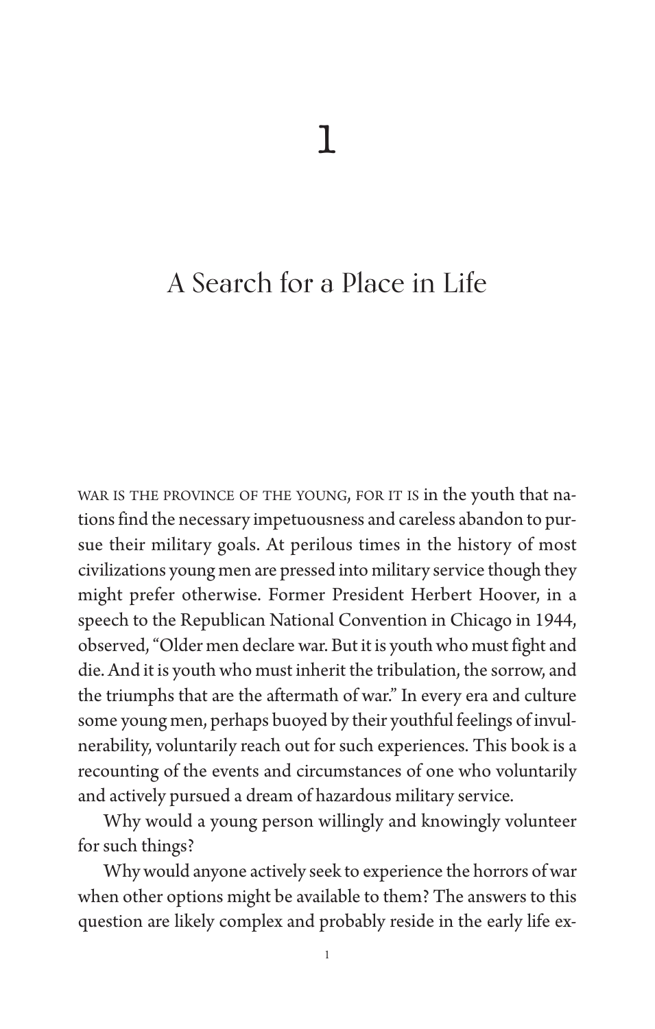# 1

## A Search for a Place in Life

WAR IS THE PROVINCE OF THE YOUNG, FOR IT IS in the youth that nations find the necessary impetuousness and careless abandon to pursue their military goals. At perilous times in the history of most civilizations young men are pressed into military service though they might prefer otherwise. Former President Herbert Hoover, in a speech to the Republican National Convention in Chicago in 1944, observed, "Older men declare war. But it is youth who must fight and die. And it is youth who must inherit the tribulation, the sorrow, and the triumphs that are the aftermath of war." In every era and culture some young men, perhaps buoyed by their youthful feelings of invulnerability, voluntarily reach out for such experiences. This book is a recounting of the events and circumstances of one who voluntarily and actively pursued a dream of hazardous military service.

Why would a young person willingly and knowingly volunteer for such things?

Why would anyone actively seek to experience the horrors of war when other options might be available to them? The answers to this question are likely complex and probably reside in the early life ex-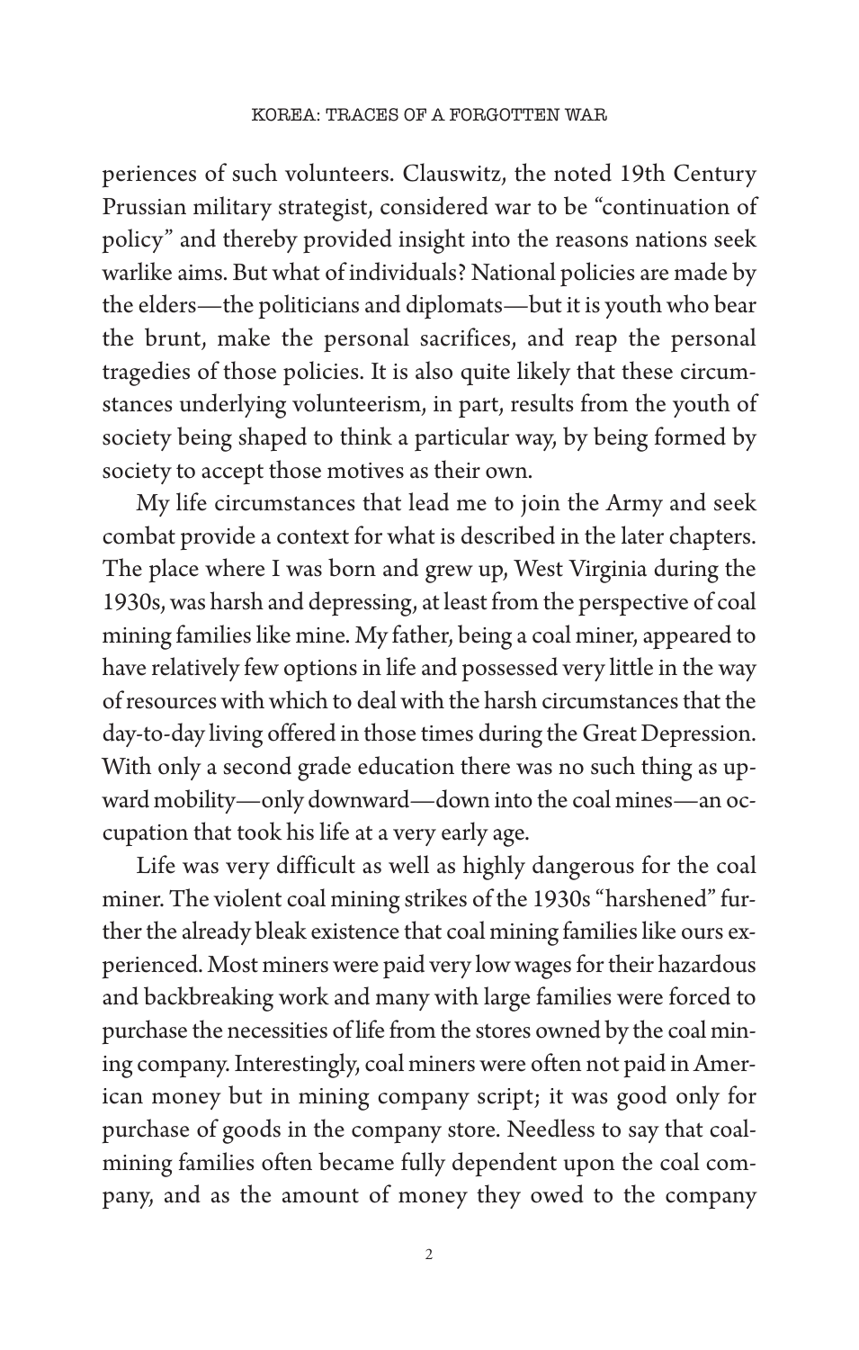periences of such volunteers. Clauswitz, the noted 19th Century Prussian military strategist, considered war to be "continuation of policy" and thereby provided insight into the reasons nations seek warlike aims. But what of individuals? National policies are made by the elders—the politicians and diplomats—but it is youth who bear the brunt, make the personal sacrifices, and reap the personal tragedies of those policies. It is also quite likely that these circumstances underlying volunteerism, in part, results from the youth of society being shaped to think a particular way, by being formed by society to accept those motives as their own.

My life circumstances that lead me to join the Army and seek combat provide a context for what is described in the later chapters. The place where I was born and grew up, West Virginia during the 1930s, was harsh and depressing, at least from the perspective of coal mining families like mine. My father, being a coal miner, appeared to have relatively few options in life and possessed very little in the way of resources with which to deal with the harsh circumstances that the day-to-day living offered in those times during the Great Depression. With only a second grade education there was no such thing as upward mobility—only downward—down into the coal mines—an occupation that took his life at a very early age.

Life was very difficult as well as highly dangerous for the coal miner. The violent coal mining strikes of the 1930s "harshened" further the already bleak existence that coal mining families like ours experienced. Most miners were paid very low wages for their hazardous and backbreaking work and many with large families were forced to purchase the necessities of life from the stores owned by the coal mining company. Interestingly, coal miners were often not paid in American money but in mining company script; it was good only for purchase of goods in the company store. Needless to say that coal-mining families often became fully dependent upon the coal company, and as the amount of money they owed to the company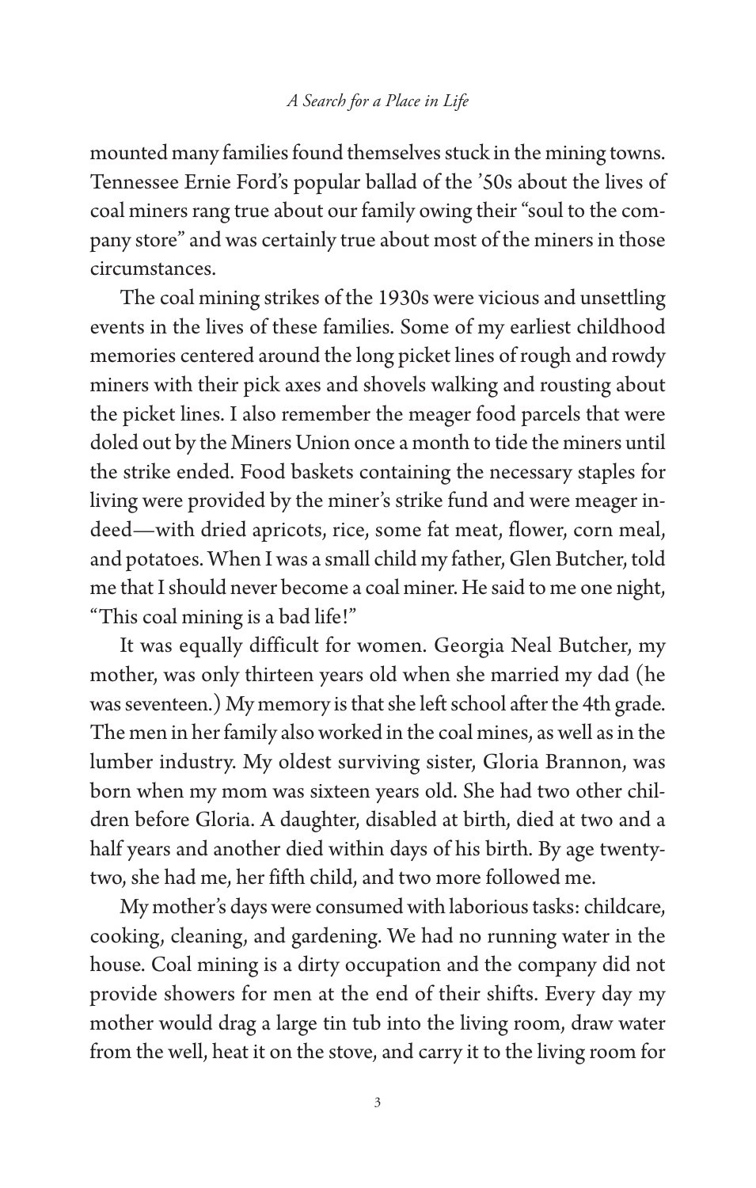mounted many families found themselves stuck in the mining towns. Tennessee Ernie Ford's popular ballad of the '50s about the lives of coal miners rang true about our family owing their "soul to the company store" and was certainly true about most of the miners in those circumstances.

The coal mining strikes of the 1930s were vicious and unsettling events in the lives of these families. Some of my earliest childhood memories centered around the long picket lines of rough and rowdy miners with their pick axes and shovels walking and rousting about the picket lines. I also remember the meager food parcels that were doled out by the Miners Union once a month to tide the miners until the strike ended. Food baskets containing the necessary staples for living were provided by the miner's strike fund and were meager indeed—with dried apricots, rice, some fat meat, flower, corn meal, and potatoes. When I was a small child my father, Glen Butcher, told me that I should never become a coal miner. He said to me one night, "This coal mining is a bad life!"

It was equally difficult for women. Georgia Neal Butcher, my mother, was only thirteen years old when she married my dad (he was seventeen.) My memory is that she left school after the 4th grade. The men in her family also worked in the coal mines, as well as in the lumber industry. My oldest surviving sister, Gloria Brannon, was born when my mom was sixteen years old. She had two other children before Gloria. A daughter, disabled at birth, died at two and a half years and another died within days of his birth. By age twenty-two, she had me, her fifth child, and two more followed me.

My mother's days were consumed with laborious tasks: childcare, cooking, cleaning, and gardening. We had no running water in the house. Coal mining is a dirty occupation and the company did not provide showers for men at the end of their shifts. Every day my mother would drag a large tin tub into the living room, draw water from the well, heat it on the stove, and carry it to the living room for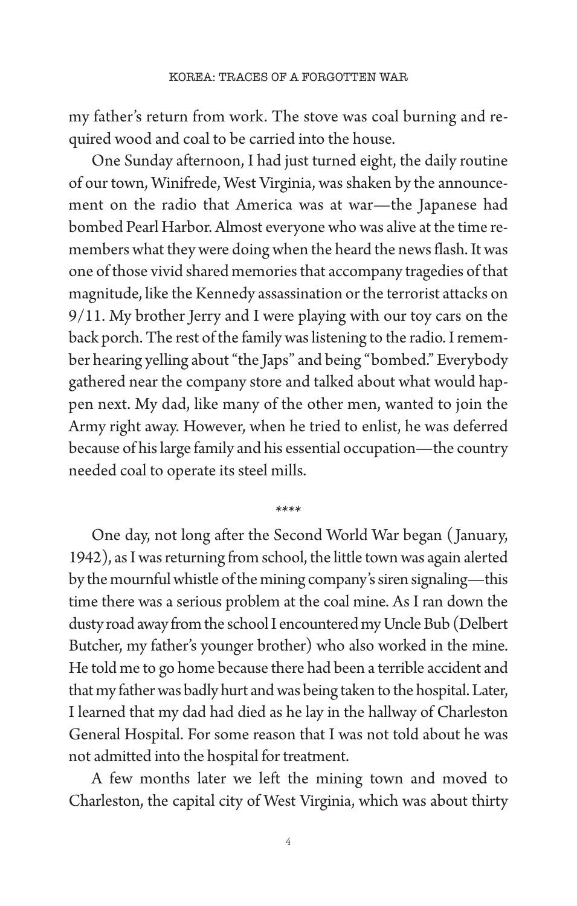my father's return from work. The stove was coal burning and required wood and coal to be carried into the house.

One Sunday afternoon, I had just turned eight, the daily routine of our town, Winifrede, West Virginia, was shaken by the announcement on the radio that America was at war—the Japanese had bombed Pearl Harbor. Almost everyone who was alive at the time remembers what they were doing when the heard the news flash. It was one of those vivid shared memories that accompany tragedies of that magnitude, like the Kennedy assassination or the terrorist attacks on 9/11. My brother Jerry and I were playing with our toy cars on the back porch. The rest of the family was listening to the radio. I remember hearing yelling about "the Japs" and being "bombed." Everybody gathered near the company store and talked about what would happen next. My dad, like many of the other men, wanted to join the Army right away. However, when he tried to enlist, he was deferred because of his large family and his essential occupation—the country needed coal to operate its steel mills.

\*\*\*\*

One day, not long after the Second World War began (January, 1942), as I was returning from school, the little town was again alerted by the mournful whistle of the mining company's siren signaling—this time there was a serious problem at the coal mine. As I ran down the dusty road away from the school I encountered my Uncle Bub (Delbert Butcher, my father's younger brother) who also worked in the mine. He told me to go home because there had been a terrible accident and that my father was badly hurt and was being taken to the hospital. Later, I learned that my dad had died as he lay in the hallway of Charleston General Hospital. For some reason that I was not told about he was not admitted into the hospital for treatment.

A few months later we left the mining town and moved to Charleston, the capital city of West Virginia, which was about thirty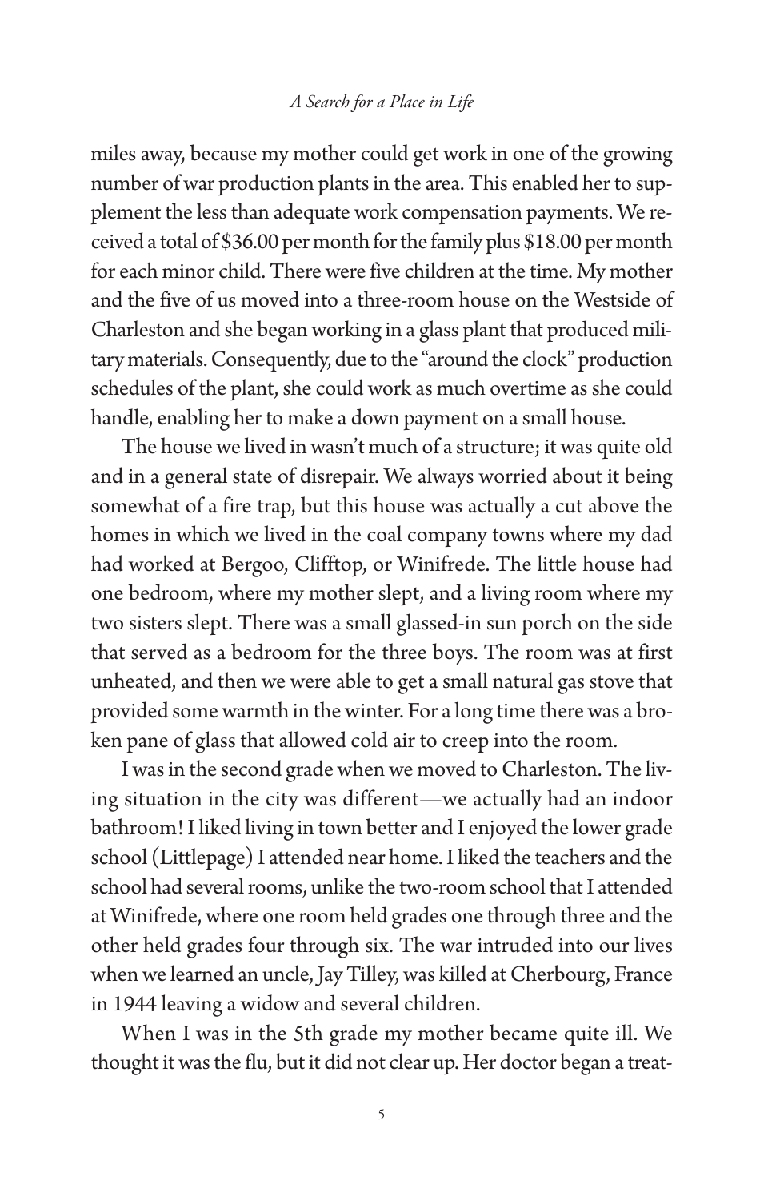miles away, because my mother could get work in one of the growing number of war production plants in the area. This enabled her to supplement the less than adequate work compensation payments. We received a total of $36.00 per month for the family plus $18.00 per month for each minor child. There were five children at the time. My mother and the five of us moved into a three-room house on the Westside of Charleston and she began working in a glass plant that produced military materials. Consequently, due to the "around the clock" production schedules of the plant, she could work as much overtime as she could handle, enabling her to make a down payment on a small house.

The house we lived in wasn't much of a structure; it was quite old and in a general state of disrepair. We always worried about it being somewhat of a fire trap, but this house was actually a cut above the homes in which we lived in the coal company towns where my dad had worked at Bergoo, Clifftop, or Winifrede. The little house had one bedroom, where my mother slept, and a living room where my two sisters slept. There was a small glassed-in sun porch on the side that served as a bedroom for the three boys. The room was at first unheated, and then we were able to get a small natural gas stove that provided some warmth in the winter. For a long time there was a broken pane of glass that allowed cold air to creep into the room.

I was in the second grade when we moved to Charleston. The living situation in the city was different—we actually had an indoor bathroom! I liked living in town better and I enjoyed the lower grade school (Littlepage) I attended near home. I liked the teachers and the school had several rooms, unlike the two-room school that I attended at Winifrede, where one room held grades one through three and the other held grades four through six. The war intruded into our lives when we learned an uncle, Jay Tilley, was killed at Cherbourg, France in 1944 leaving a widow and several children.

When I was in the 5th grade my mother became quite ill. We thought it was the flu, but it did not clear up. Her doctor began a treat-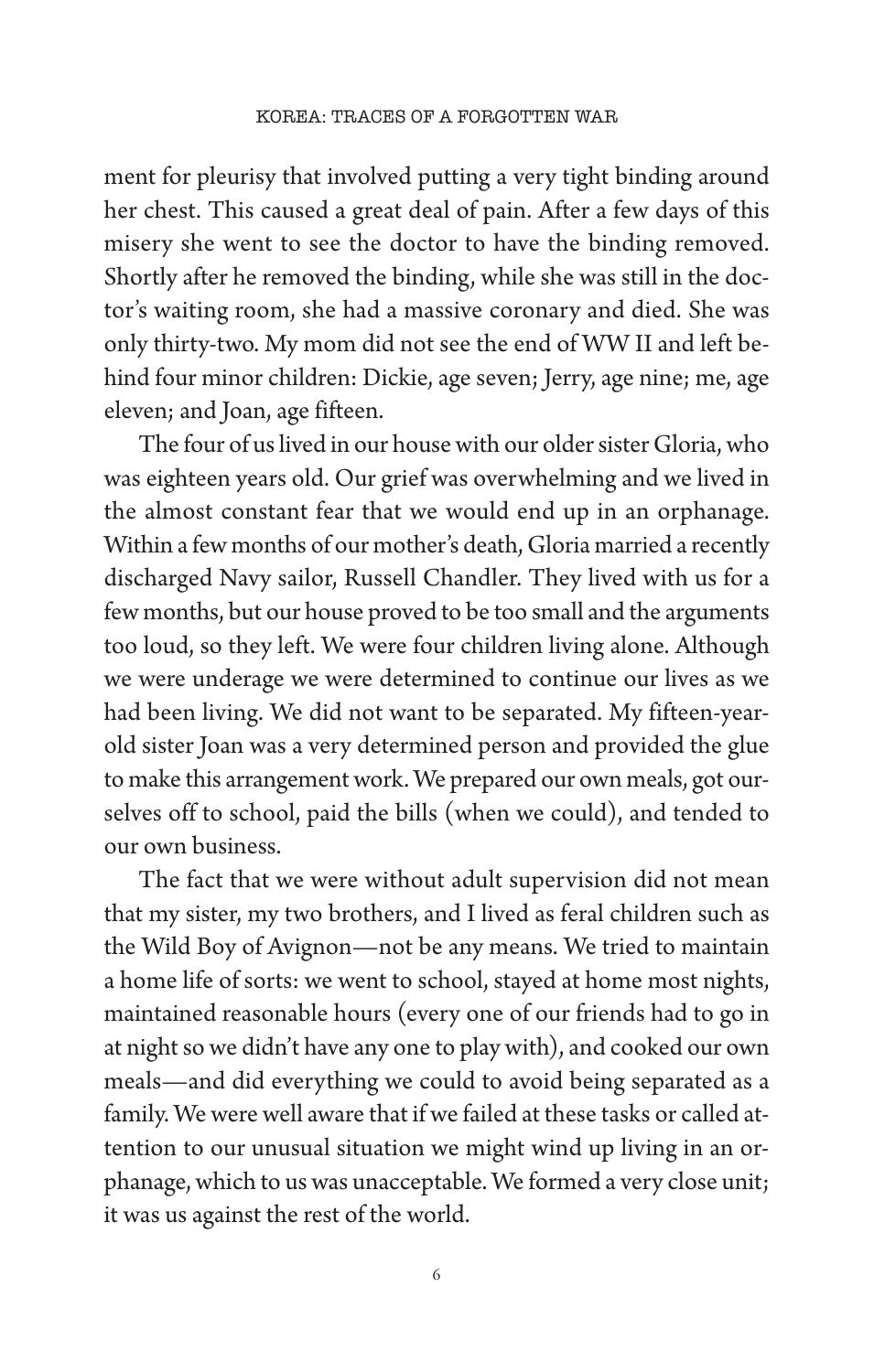ment for pleurisy that involved putting a very tight binding around her chest. This caused a great deal of pain. After a few days of this misery she went to see the doctor to have the binding removed. Shortly after he removed the binding, while she was still in the doctor's waiting room, she had a massive coronary and died. She was only thirty-two. My mom did not see the end of WW II and left behind four minor children: Dickie, age seven; Jerry, age nine; me, age eleven; and Joan, age fifteen.

The four of us lived in our house with our older sister Gloria, who was eighteen years old. Our grief was overwhelming and we lived in the almost constant fear that we would end up in an orphanage. Within a few months of our mother's death, Gloria married a recently discharged Navy sailor, Russell Chandler. They lived with us for a few months, but our house proved to be too small and the arguments too loud, so they left. We were four children living alone. Although we were underage we were determined to continue our lives as we had been living. We did not want to be separated. My fifteen-year-old sister Joan was a very determined person and provided the glue to make this arrangement work. We prepared our own meals, got ourselves off to school, paid the bills (when we could), and tended to our own business.

The fact that we were without adult supervision did not mean that my sister, my two brothers, and I lived as feral children such as the Wild Boy of Avignon—not be any means. We tried to maintain a home life of sorts: we went to school, stayed at home most nights, maintained reasonable hours (every one of our friends had to go in at night so we didn't have any one to play with), and cooked our own meals—and did everything we could to avoid being separated as a family. We were well aware that if we failed at these tasks or called attention to our unusual situation we might wind up living in an orphanage, which to us was unacceptable. We formed a very close unit; it was us against the rest of the world.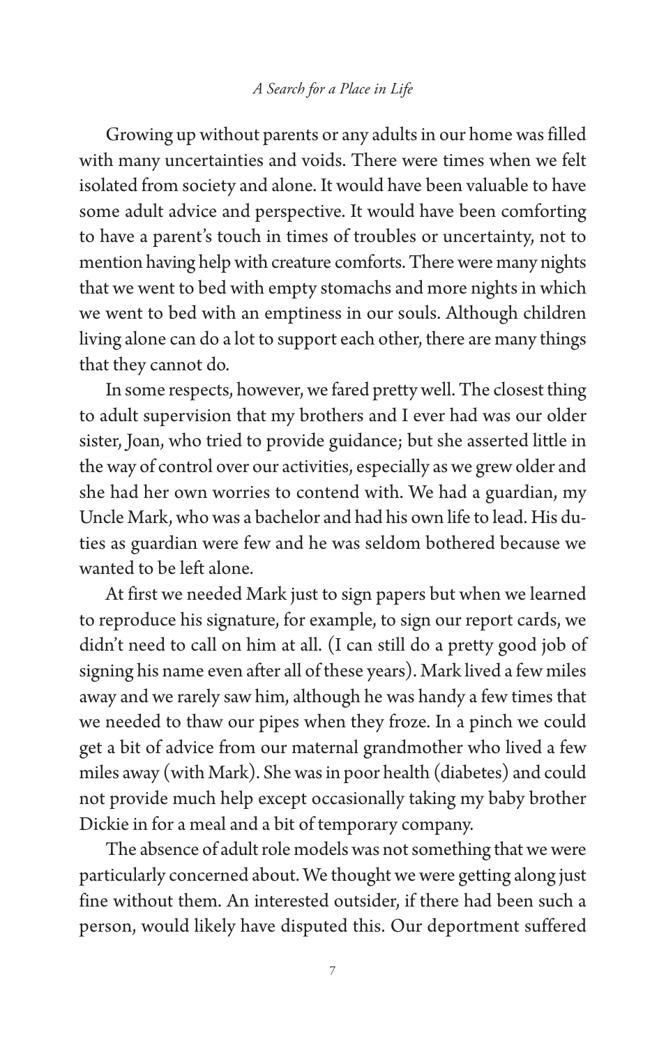Growing up without parents or any adults in our home was filled with many uncertainties and voids. There were times when we felt isolated from society and alone. It would have been valuable to have some adult advice and perspective. It would have been comforting to have a parent's touch in times of troubles or uncertainty, not to mention having help with creature comforts. There were many nights that we went to bed with empty stomachs and more nights in which we went to bed with an emptiness in our souls. Although children living alone can do a lot to support each other, there are many things that they cannot do.

In some respects, however, we fared pretty well. The closest thing to adult supervision that my brothers and I ever had was our older sister, Joan, who tried to provide guidance; but she asserted little in the way of control over our activities, especially as we grew older and she had her own worries to contend with. We had a guardian, my Uncle Mark, who was a bachelor and had his own life to lead. His duties as guardian were few and he was seldom bothered because we wanted to be left alone.

At first we needed Mark just to sign papers but when we learned to reproduce his signature, for example, to sign our report cards, we didn't need to call on him at all. (I can still do a pretty good job of signing his name even after all of these years). Mark lived a few miles away and we rarely saw him, although he was handy a few times that we needed to thaw our pipes when they froze. In a pinch we could get a bit of advice from our maternal grandmother who lived a few miles away (with Mark). She was in poor health (diabetes) and could not provide much help except occasionally taking my baby brother Dickie in for a meal and a bit of temporary company.

The absence of adult role models was not something that we were particularly concerned about. We thought we were getting along just fine without them. An interested outsider, if there had been such a person, would likely have disputed this. Our deportment suffered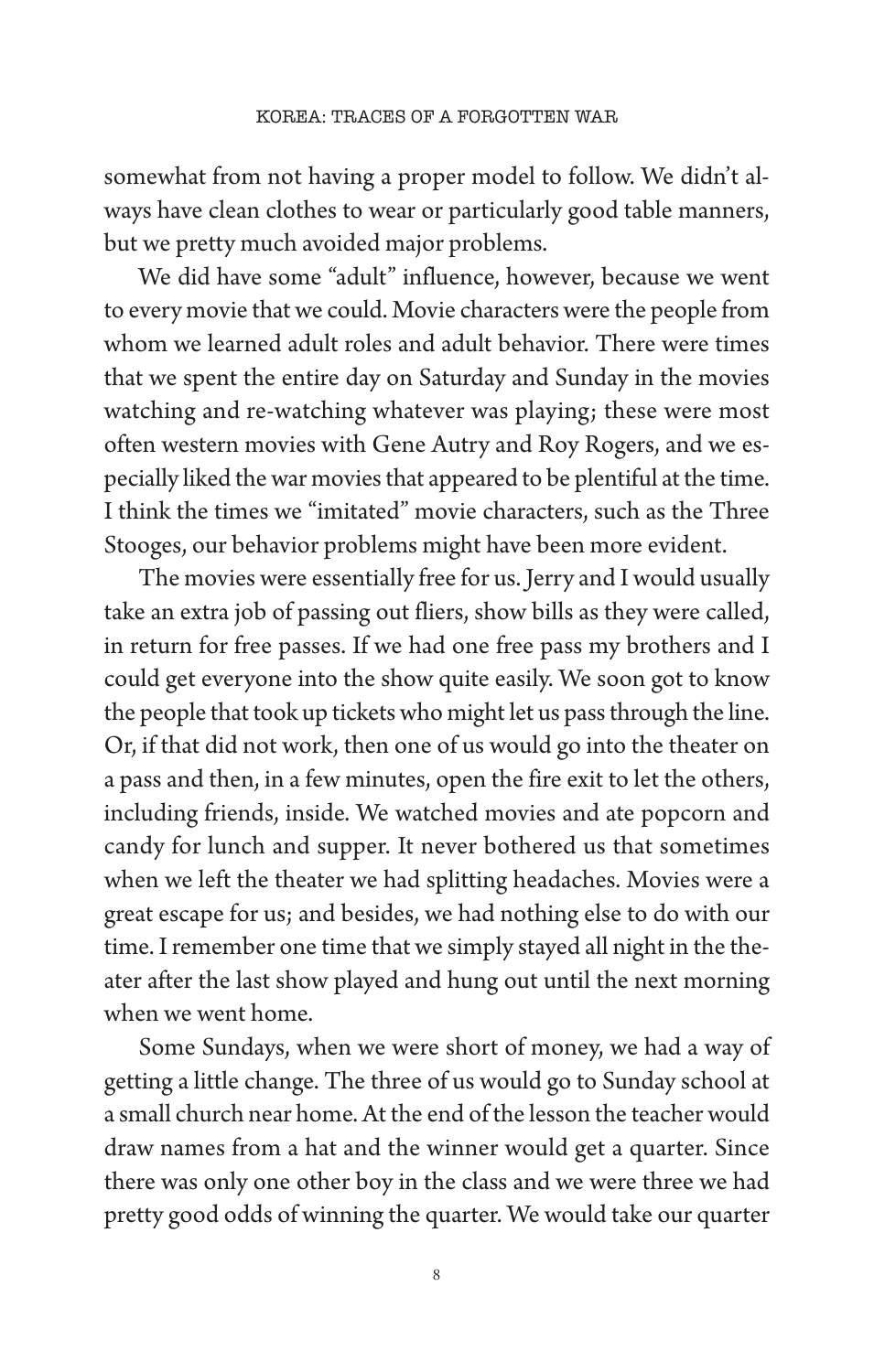somewhat from not having a proper model to follow. We didn't always have clean clothes to wear or particularly good table manners, but we pretty much avoided major problems.

We did have some "adult" influence, however, because we went to every movie that we could. Movie characters were the people from whom we learned adult roles and adult behavior. There were times that we spent the entire day on Saturday and Sunday in the movies watching and re-watching whatever was playing; these were most often western movies with Gene Autry and Roy Rogers, and we especially liked the war movies that appeared to be plentiful at the time. I think the times we "imitated" movie characters, such as the Three Stooges, our behavior problems might have been more evident.

The movies were essentially free for us. Jerry and I would usually take an extra job of passing out fliers, show bills as they were called, in return for free passes. If we had one free pass my brothers and I could get everyone into the show quite easily. We soon got to know the people that took up tickets who might let us pass through the line. Or, if that did not work, then one of us would go into the theater on a pass and then, in a few minutes, open the fire exit to let the others, including friends, inside. We watched movies and ate popcorn and candy for lunch and supper. It never bothered us that sometimes when we left the theater we had splitting headaches. Movies were a great escape for us; and besides, we had nothing else to do with our time. I remember one time that we simply stayed all night in the theater after the last show played and hung out until the next morning when we went home.

Some Sundays, when we were short of money, we had a way of getting a little change. The three of us would go to Sunday school at a small church near home. At the end of the lesson the teacher would draw names from a hat and the winner would get a quarter. Since there was only one other boy in the class and we were three we had pretty good odds of winning the quarter. We would take our quarter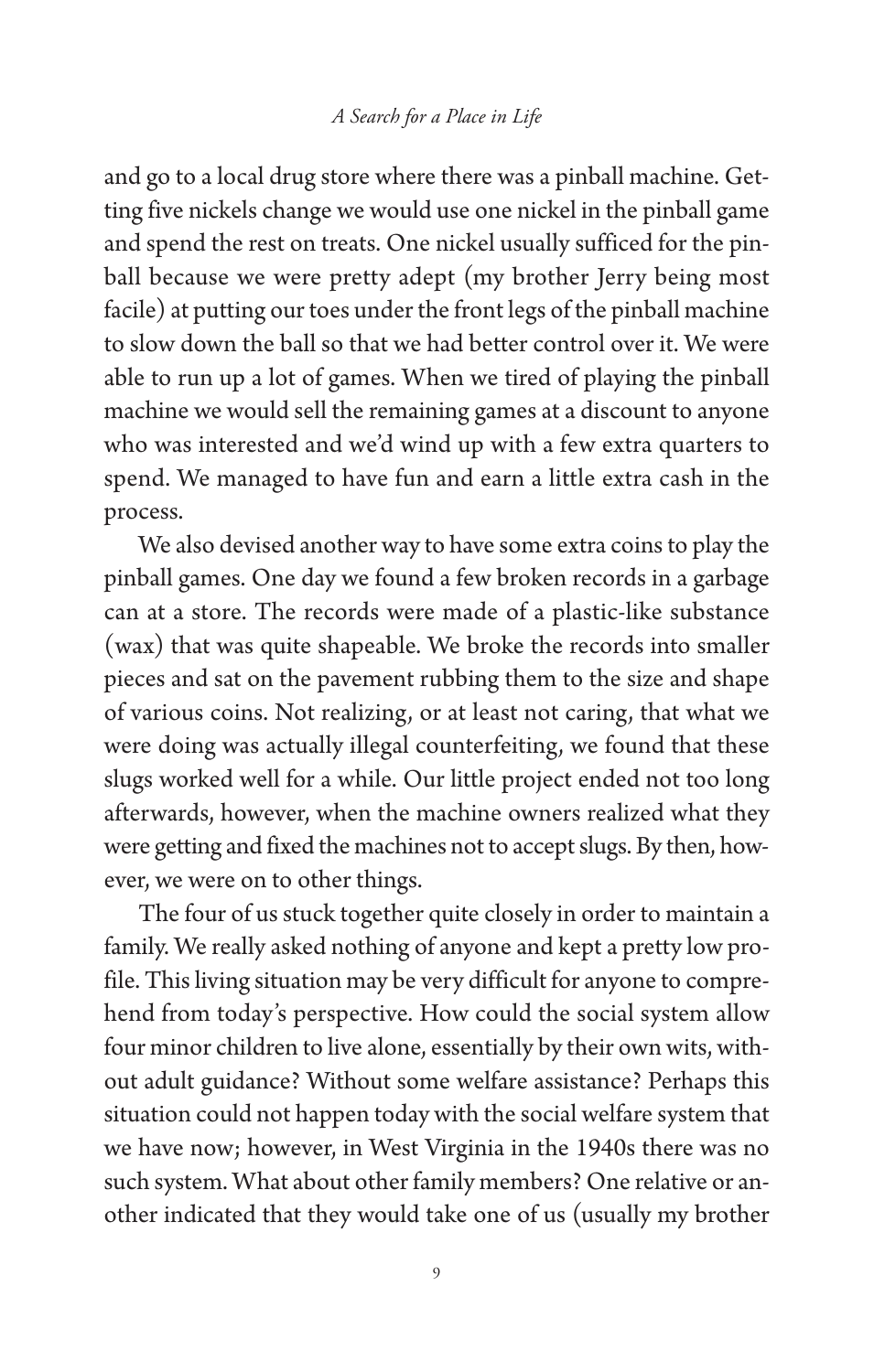and go to a local drug store where there was a pinball machine. Getting five nickels change we would use one nickel in the pinball game and spend the rest on treats. One nickel usually sufficed for the pinball because we were pretty adept (my brother Jerry being most facile) at putting our toes under the front legs of the pinball machine to slow down the ball so that we had better control over it. We were able to run up a lot of games. When we tired of playing the pinball machine we would sell the remaining games at a discount to anyone who was interested and we'd wind up with a few extra quarters to spend. We managed to have fun and earn a little extra cash in the process.

We also devised another way to have some extra coins to play the pinball games. One day we found a few broken records in a garbage can at a store. The records were made of a plastic-like substance (wax) that was quite shapeable. We broke the records into smaller pieces and sat on the pavement rubbing them to the size and shape of various coins. Not realizing, or at least not caring, that what we were doing was actually illegal counterfeiting, we found that these slugs worked well for a while. Our little project ended not too long afterwards, however, when the machine owners realized what they were getting and fixed the machines not to accept slugs. By then, however, we were on to other things.

The four of us stuck together quite closely in order to maintain a family. We really asked nothing of anyone and kept a pretty low profile. This living situation may be very difficult for anyone to comprehend from today's perspective. How could the social system allow four minor children to live alone, essentially by their own wits, without adult guidance? Without some welfare assistance? Perhaps this situation could not happen today with the social welfare system that we have now; however, in West Virginia in the 1940s there was no such system. What about other family members? One relative or another indicated that they would take one of us (usually my brother